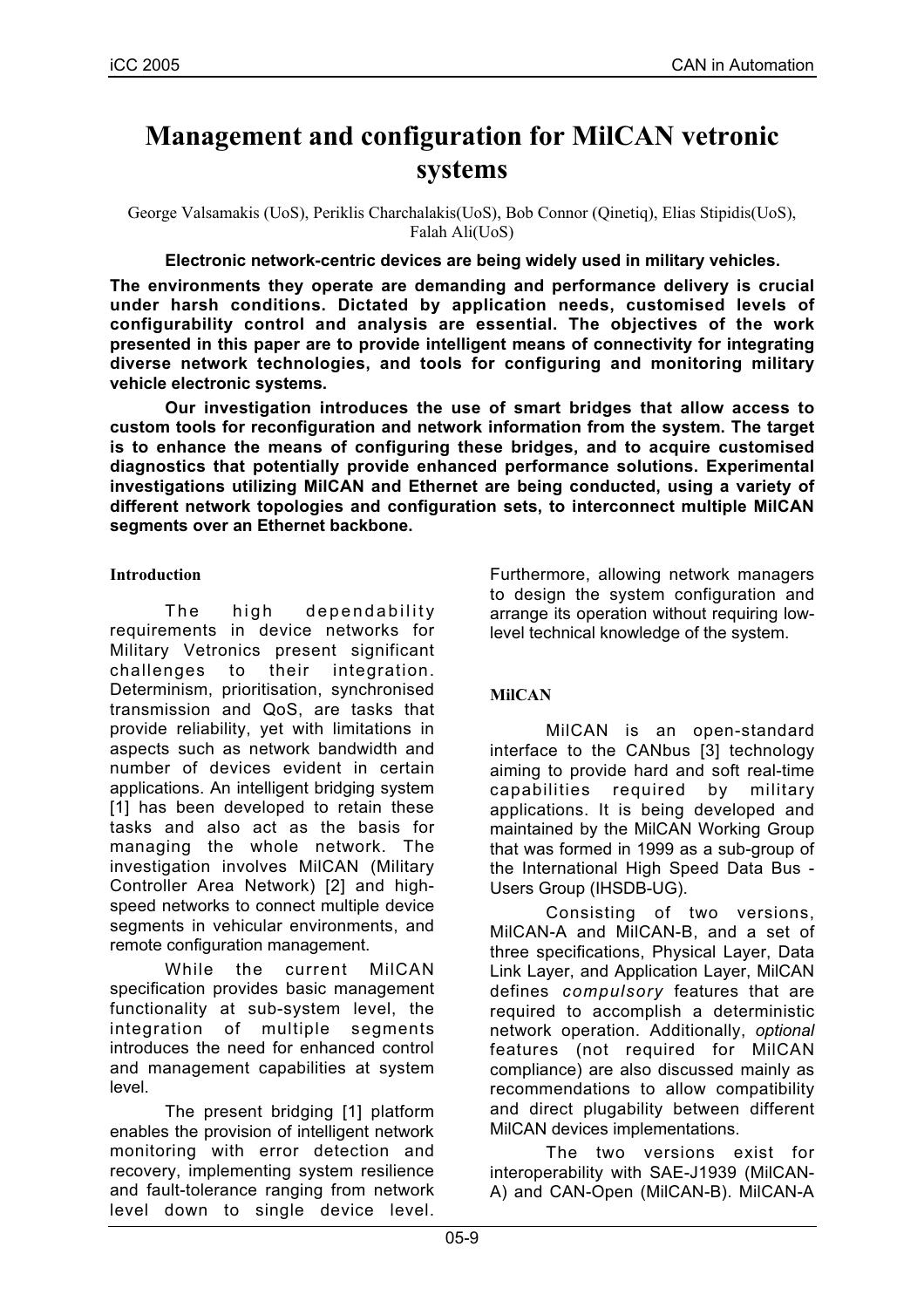# Management and configuration for MilCAN vetronic systems

George Valsamakis (UoS), Periklis Charchalakis(UoS), Bob Connor (Qinetiq), Elias Stipidis(UoS), Falah Ali(UoS)

**Electronic network-centric devices are being widely used in military vehicles. The environments they operate are demanding and performance delivery is crucial under harsh conditions. Dictated by application needs, customised levels of configurability control and analysis are essential. The objectives of the work presented in this paper are to provide intelligent means of connectivity for integrating diverse network technologies, and tools for configuring and monitoring military vehicle electronic systems.**

**Our investigation introduces the use of smart bridges that allow access to custom tools for reconfiguration and network information from the system. The target is to enhance the means of configuring these bridges, and to acquire customised diagnostics that potentially provide enhanced performance solutions. Experimental investigations utilizing MilCAN and Ethernet are being conducted, using a variety of different network topologies and configuration sets, to interconnect multiple MilCAN segments over an Ethernet backbone.**

## Introduction

The high dependability requirements in device networks for Military Vetronics present significant challenges to their integration. Determinism, prioritisation, synchronised transmission and QoS, are tasks that provide reliability, yet with limitations in aspects such as network bandwidth and number of devices evident in certain applications. An intelligent bridging system [1] has been developed to retain these tasks and also act as the basis for managing the whole network. The investigation involves MilCAN (Military Controller Area Network) [2] and high-speed networks to connect multiple device segments in vehicular environments, and remote configuration management.

While the current MilCAN specification provides basic management functionality at sub-system level, the integration of multiple segments introduces the need for enhanced control and management capabilities at system level.

The present bridging [1] platform enables the provision of intelligent network monitoring with error detection and recovery, implementing system resilience and fault-tolerance ranging from network level down to single device level. Furthermore, allowing network managers to design the system configuration and arrange its operation without requiring low-level technical knowledge of the system.

## MilCAN

MilCAN is an open-standard interface to the CANbus [3] technology aiming to provide hard and soft real-time capabilities required by military applications. It is being developed and maintained by the MilCAN Working Group that was formed in 1999 as a sub-group of the International High Speed Data Bus - Users Group (IHSDB-UG).

Consisting of two versions, MilCAN-A and MilCAN-B, and a set of three specifications, Physical Layer, Data Link Layer, and Application Layer, MilCAN defines *compulsory* features that are required to accomplish a deterministic network operation. Additionally, *optional* features (not required for MilCAN compliance) are also discussed mainly as recommendations to allow compatibility and direct plugability between different MilCAN devices implementations.

The two versions exist for interoperability with SAE-J1939 (MilCAN-A) and CAN-Open (MilCAN-B). MilCAN-A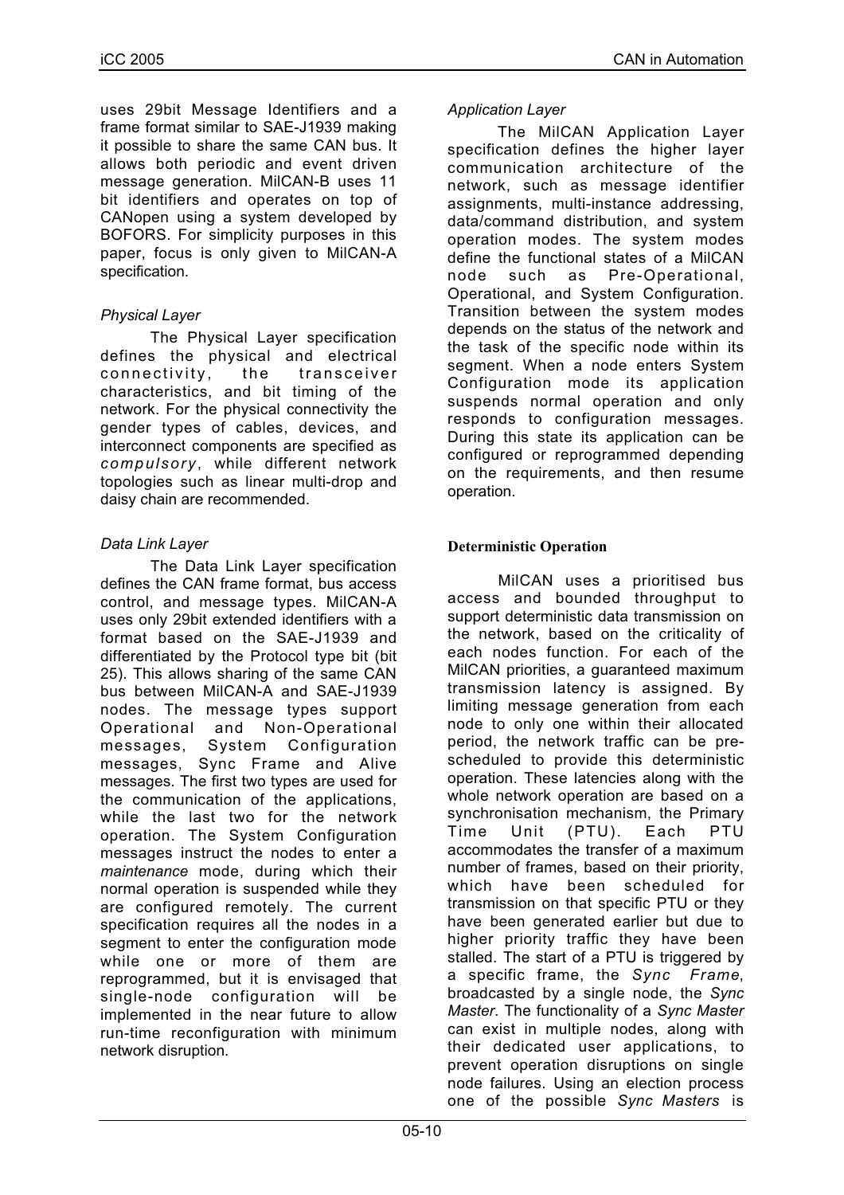uses 29bit Message Identifiers and a frame format similar to SAE-J1939 making it possible to share the same CAN bus. It allows both periodic and event driven message generation. MilCAN-B uses 11 bit identifiers and operates on top of CANopen using a system developed by BOFORS. For simplicity purposes in this paper, focus is only given to MilCAN-A specification.

### *Physical Layer*

The Physical Layer specification defines the physical and electrical connectivity, the transceiver characteristics, and bit timing of the network. For the physical connectivity the gender types of cables, devices, and interconnect components are specified as *compulsory*, while different network topologies such as linear multi-drop and daisy chain are recommended.

### *Data Link Layer*

The Data Link Layer specification defines the CAN frame format, bus access control, and message types. MilCAN-A uses only 29bit extended identifiers with a format based on the SAE-J1939 and differentiated by the Protocol type bit (bit 25). This allows sharing of the same CAN bus between MilCAN-A and SAE-J1939 nodes. The message types support Operational and Non-Operational messages, System Configuration messages, Sync Frame and Alive messages. The first two types are used for the communication of the applications, while the last two for the network operation. The System Configuration messages instruct the nodes to enter a *maintenance* mode, during which their normal operation is suspended while they are configured remotely. The current specification requires all the nodes in a segment to enter the configuration mode while one or more of them are reprogrammed, but it is envisaged that single-node configuration will be implemented in the near future to allow run-time reconfiguration with minimum network disruption.

### *Application Layer*

The MilCAN Application Layer specification defines the higher layer communication architecture of the network, such as message identifier assignments, multi-instance addressing, data/command distribution, and system operation modes. The system modes define the functional states of a MilCAN node such as Pre-Operational, Operational, and System Configuration. Transition between the system modes depends on the status of the network and the task of the specific node within its segment. When a node enters System Configuration mode its application suspends normal operation and only responds to configuration messages. During this state its application can be configured or reprogrammed depending on the requirements, and then resume operation.

## **Deterministic Operation**

MilCAN uses a prioritised bus access and bounded throughput to support deterministic data transmission on the network, based on the criticality of each nodes function. For each of the MilCAN priorities, a guaranteed maximum transmission latency is assigned. By limiting message generation from each node to only one within their allocated period, the network traffic can be pre-scheduled to provide this deterministic operation. These latencies along with the whole network operation are based on a synchronisation mechanism, the Primary Time Unit (PTU). Each PTU accommodates the transfer of a maximum number of frames, based on their priority, which have been scheduled for transmission on that specific PTU or they have been generated earlier but due to higher priority traffic they have been stalled. The start of a PTU is triggered by a specific frame, the *Sync Frame*, broadcasted by a single node, the *Sync Master*. The functionality of a *Sync Master* can exist in multiple nodes, along with their dedicated user applications, to prevent operation disruptions on single node failures. Using an election process one of the possible *Sync Masters* is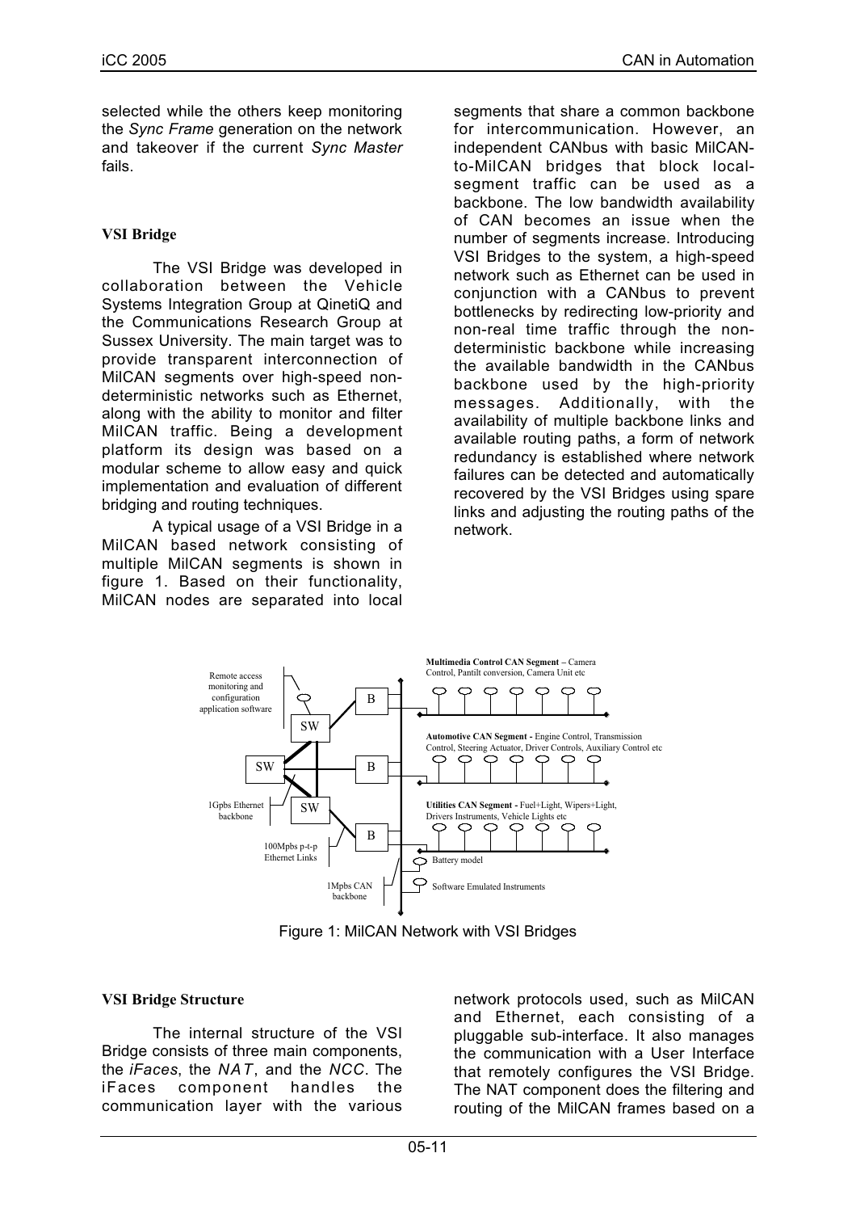selected while the others keep monitoring the *Sync Frame* generation on the network and takeover if the current *Sync Master* fails.

### VSI Bridge

The VSI Bridge was developed in collaboration between the Vehicle Systems Integration Group at QinetiQ and the Communications Research Group at Sussex University. The main target was to provide transparent interconnection of MilCAN segments over high-speed non-deterministic networks such as Ethernet, along with the ability to monitor and filter MilCAN traffic. Being a development platform its design was based on a modular scheme to allow easy and quick implementation and evaluation of different bridging and routing techniques.

A typical usage of a VSI Bridge in a MilCAN based network consisting of multiple MilCAN segments is shown in figure 1. Based on their functionality, MilCAN nodes are separated into local segments that share a common backbone for intercommunication. However, an independent CANbus with basic MilCAN-to-MilCAN bridges that block local-segment traffic can be used as a backbone. The low bandwidth availability of CAN becomes an issue when the number of segments increase. Introducing VSI Bridges to the system, a high-speed network such as Ethernet can be used in conjunction with a CANbus to prevent bottlenecks by redirecting low-priority and non-real time traffic through the non-deterministic backbone while increasing the available bandwidth in the CANbus backbone used by the high-priority messages. Additionally, with the availability of multiple backbone links and available routing paths, a form of network redundancy is established where network failures can be detected and automatically recovered by the VSI Bridges using spare links and adjusting the routing paths of the network.

Figure 1: MilCAN Network with VSI Bridges

### VSI Bridge Structure

The internal structure of the VSI Bridge consists of three main components, the *iFaces*, the *NAT*, and the *NCC*. The iFaces component handles the communication layer with the various network protocols used, such as MilCAN and Ethernet, each consisting of a pluggable sub-interface. It also manages the communication with a User Interface that remotely configures the VSI Bridge. The NAT component does the filtering and routing of the MilCAN frames based on a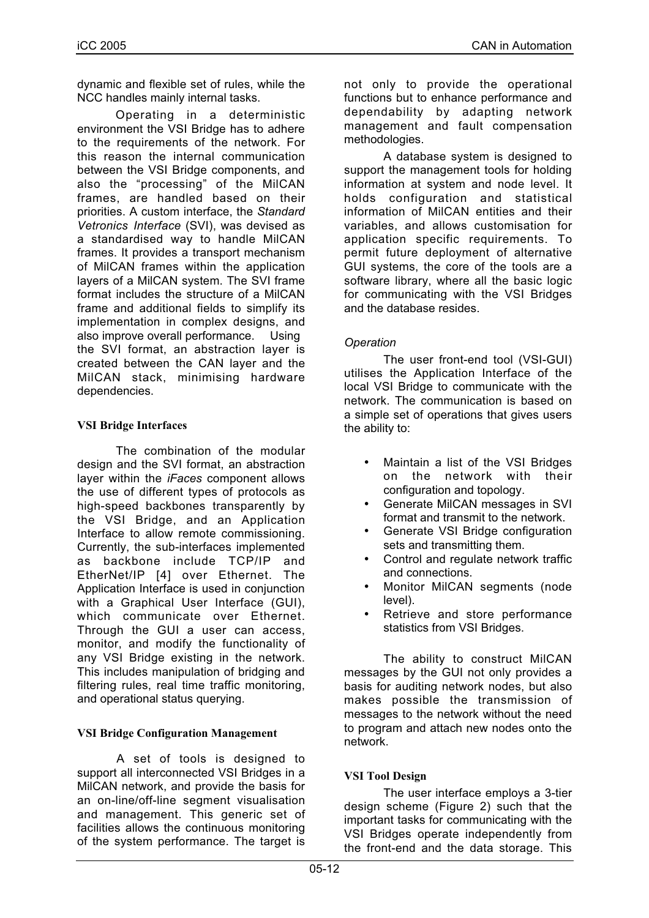dynamic and flexible set of rules, while the NCC handles mainly internal tasks.

Operating in a deterministic environment the VSI Bridge has to adhere to the requirements of the network. For this reason the internal communication between the VSI Bridge components, and also the "processing" of the MilCAN frames, are handled based on their priorities. A custom interface, the *Standard Vetronics Interface* (SVI), was devised as a standardised way to handle MilCAN frames. It provides a transport mechanism of MilCAN frames within the application layers of a MilCAN system. The SVI frame format includes the structure of a MilCAN frame and additional fields to simplify its implementation in complex designs, and also improve overall performance. Using the SVI format, an abstraction layer is created between the CAN layer and the MilCAN stack, minimising hardware dependencies.

**VSI Bridge Interfaces**

The combination of the modular design and the SVI format, an abstraction layer within the *iFaces* component allows the use of different types of protocols as high-speed backbones transparently by the VSI Bridge, and an Application Interface to allow remote commissioning. Currently, the sub-interfaces implemented as backbone include TCP/IP and EtherNet/IP [4] over Ethernet. The Application Interface is used in conjunction with a Graphical User Interface (GUI), which communicate over Ethernet. Through the GUI a user can access, monitor, and modify the functionality of any VSI Bridge existing in the network. This includes manipulation of bridging and filtering rules, real time traffic monitoring, and operational status querying.

**VSI Bridge Configuration Management**

A set of tools is designed to support all interconnected VSI Bridges in a MilCAN network, and provide the basis for an on-line/off-line segment visualisation and management. This generic set of facilities allows the continuous monitoring of the system performance. The target is not only to provide the operational functions but to enhance performance and dependability by adapting network management and fault compensation methodologies.

A database system is designed to support the management tools for holding information at system and node level. It holds configuration and statistical information of MilCAN entities and their variables, and allows customisation for application specific requirements. To permit future deployment of alternative GUI systems, the core of the tools are a software library, where all the basic logic for communicating with the VSI Bridges and the database resides.

*Operation*

The user front-end tool (VSI-GUI) utilises the Application Interface of the local VSI Bridge to communicate with the network. The communication is based on a simple set of operations that gives users the ability to:

- Maintain a list of the VSI Bridges on the network with their configuration and topology.
- Generate MilCAN messages in SVI format and transmit to the network.
- Generate VSI Bridge configuration sets and transmitting them.
- Control and regulate network traffic and connections.
- Monitor MilCAN segments (node level).
- Retrieve and store performance statistics from VSI Bridges.

The ability to construct MilCAN messages by the GUI not only provides a basis for auditing network nodes, but also makes possible the transmission of messages to the network without the need to program and attach new nodes onto the network.

**VSI Tool Design**

The user interface employs a 3-tier design scheme (Figure 2) such that the important tasks for communicating with the VSI Bridges operate independently from the front-end and the data storage. This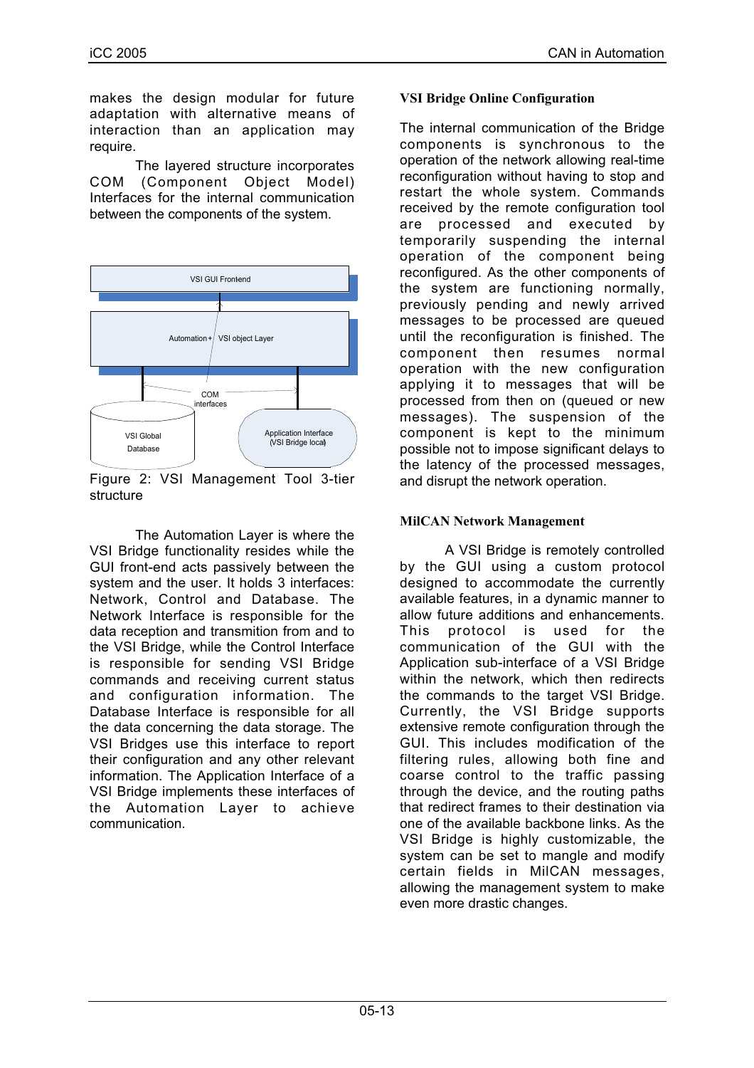makes the design modular for future adaptation with alternative means of interaction than an application may require.

The layered structure incorporates COM (Component Object Model) Interfaces for the internal communication between the components of the system.

Figure 2: VSI Management Tool 3-tier structure

The Automation Layer is where the VSI Bridge functionality resides while the GUI front-end acts passively between the system and the user. It holds 3 interfaces: Network, Control and Database. The Network Interface is responsible for the data reception and transmition from and to the VSI Bridge, while the Control Interface is responsible for sending VSI Bridge commands and receiving current status and configuration information. The Database Interface is responsible for all the data concerning the data storage. The VSI Bridges use this interface to report their configuration and any other relevant information. The Application Interface of a VSI Bridge implements these interfaces of the Automation Layer to achieve communication.

### VSI Bridge Online Configuration

The internal communication of the Bridge components is synchronous to the operation of the network allowing real-time reconfiguration without having to stop and restart the whole system. Commands received by the remote configuration tool are processed and executed by temporarily suspending the internal operation of the component being reconfigured. As the other components of the system are functioning normally, previously pending and newly arrived messages to be processed are queued until the reconfiguration is finished. The component then resumes normal operation with the new configuration applying it to messages that will be processed from then on (queued or new messages). The suspension of the component is kept to the minimum possible not to impose significant delays to the latency of the processed messages, and disrupt the network operation.

### MilCAN Network Management

A VSI Bridge is remotely controlled by the GUI using a custom protocol designed to accommodate the currently available features, in a dynamic manner to allow future additions and enhancements. This protocol is used for the communication of the GUI with the Application sub-interface of a VSI Bridge within the network, which then redirects the commands to the target VSI Bridge. Currently, the VSI Bridge supports extensive remote configuration through the GUI. This includes modification of the filtering rules, allowing both fine and coarse control to the traffic passing through the device, and the routing paths that redirect frames to their destination via one of the available backbone links. As the VSI Bridge is highly customizable, the system can be set to mangle and modify certain fields in MilCAN messages, allowing the management system to make even more drastic changes.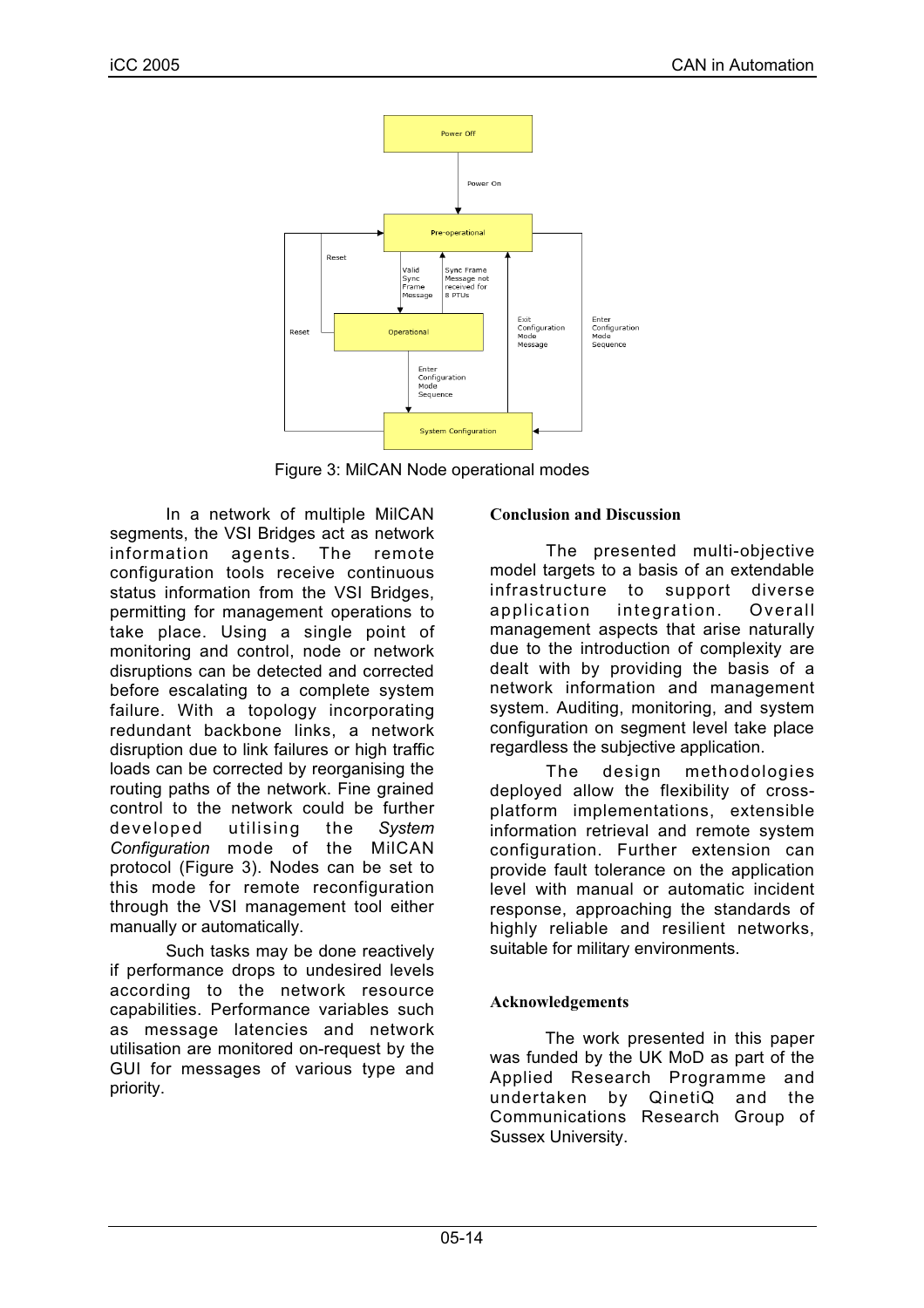Figure 3: MilCAN Node operational modes

In a network of multiple MilCAN segments, the VSI Bridges act as network information agents. The remote configuration tools receive continuous status information from the VSI Bridges, permitting for management operations to take place. Using a single point of monitoring and control, node or network disruptions can be detected and corrected before escalating to a complete system failure. With a topology incorporating redundant backbone links, a network disruption due to link failures or high traffic loads can be corrected by reorganising the routing paths of the network. Fine grained control to the network could be further developed utilising the *System Configuration* mode of the MilCAN protocol (Figure 3). Nodes can be set to this mode for remote reconfiguration through the VSI management tool either manually or automatically.

Such tasks may be done reactively if performance drops to undesired levels according to the network resource capabilities. Performance variables such as message latencies and network utilisation are monitored on-request by the GUI for messages of various type and priority.

## Conclusion and Discussion

The presented multi-objective model targets to a basis of an extendable infrastructure to support diverse application integration. Overall management aspects that arise naturally due to the introduction of complexity are dealt with by providing the basis of a network information and management system. Auditing, monitoring, and system configuration on segment level take place regardless the subjective application.

The design methodologies deployed allow the flexibility of cross-platform implementations, extensible information retrieval and remote system configuration. Further extension can provide fault tolerance on the application level with manual or automatic incident response, approaching the standards of highly reliable and resilient networks, suitable for military environments.

## Acknowledgements

The work presented in this paper was funded by the UK MoD as part of the Applied Research Programme and undertaken by QinetiQ and the Communications Research Group of Sussex University.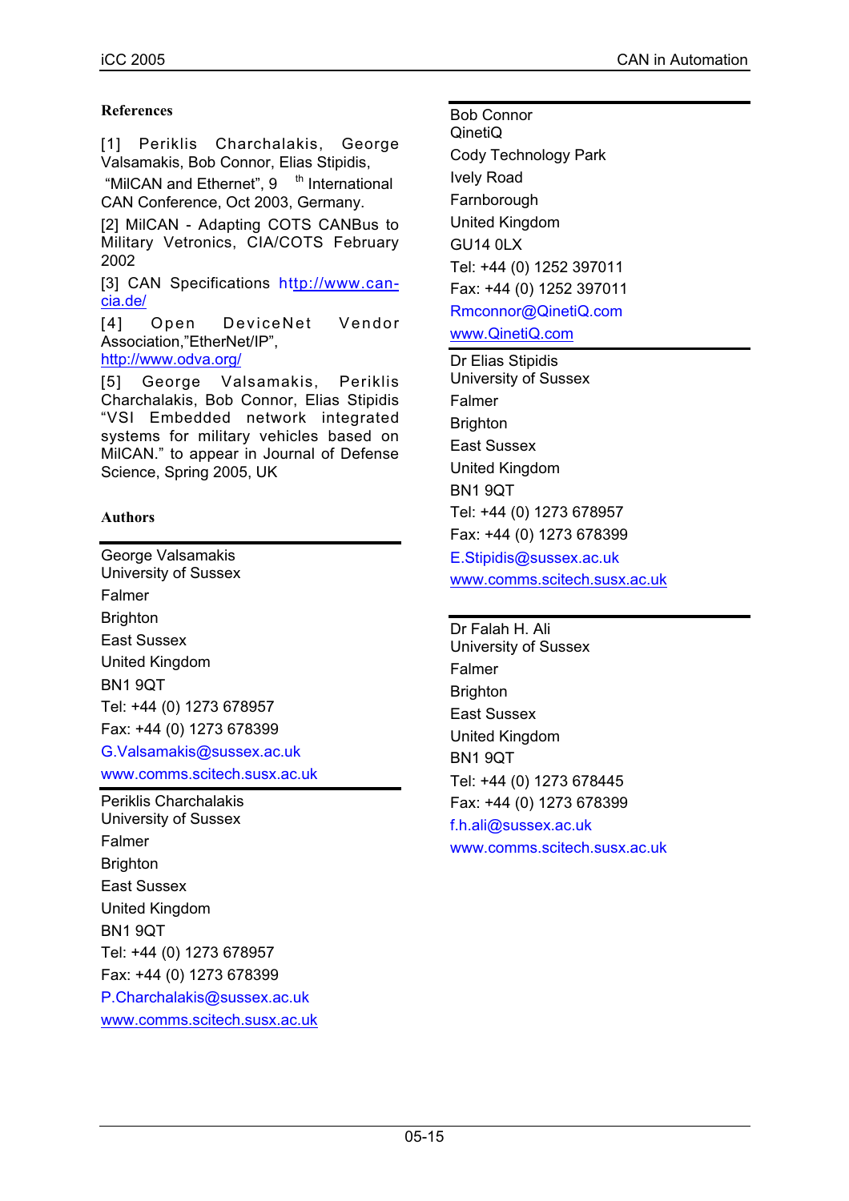### References

[1] Periklis Charchalakis, George Valsamakis, Bob Connor, Elias Stipidis, "MilCAN and Ethernet", 9[th] International CAN Conference, Oct 2003, Germany.

[2] MilCAN - Adapting COTS CANBus to Military Vetronics, CIA/COTS February 2002

[3] CAN Specifications http://www.can-cia.de/

[4] Open DeviceNet Vendor Association,"EtherNet/IP", http://www.odva.org/

[5] George Valsamakis, Periklis Charchalakis, Bob Connor, Elias Stipidis "VSI Embedded network integrated systems for military vehicles based on MilCAN." to appear in Journal of Defense Science, Spring 2005, UK

### Authors

George Valsamakis
University of Sussex
Falmer
Brighton
East Sussex
United Kingdom
BN1 9QT
Tel: +44 (0) 1273 678957
Fax: +44 (0) 1273 678399
G.Valsamakis@sussex.ac.uk
www.comms.scitech.susx.ac.uk

Periklis Charchalakis
University of Sussex
Falmer
Brighton
East Sussex
United Kingdom
BN1 9QT
Tel: +44 (0) 1273 678957
Fax: +44 (0) 1273 678399
P.Charchalakis@sussex.ac.uk
www.comms.scitech.susx.ac.uk

Bob Connor
QinetiQ
Cody Technology Park
Ively Road
Farnborough
United Kingdom
GU14 0LX
Tel: +44 (0) 1252 397011
Fax: +44 (0) 1252 397011
Rmconnor@QinetiQ.com
www.QinetiQ.com

Dr Elias Stipidis
University of Sussex
Falmer
Brighton
East Sussex
United Kingdom
BN1 9QT
Tel: +44 (0) 1273 678957
Fax: +44 (0) 1273 678399
E.Stipidis@sussex.ac.uk
www.comms.scitech.susx.ac.uk

Dr Falah H. Ali
University of Sussex
Falmer
Brighton
East Sussex
United Kingdom
BN1 9QT
Tel: +44 (0) 1273 678445
Fax: +44 (0) 1273 678399
f.h.ali@sussex.ac.uk
www.comms.scitech.susx.ac.uk